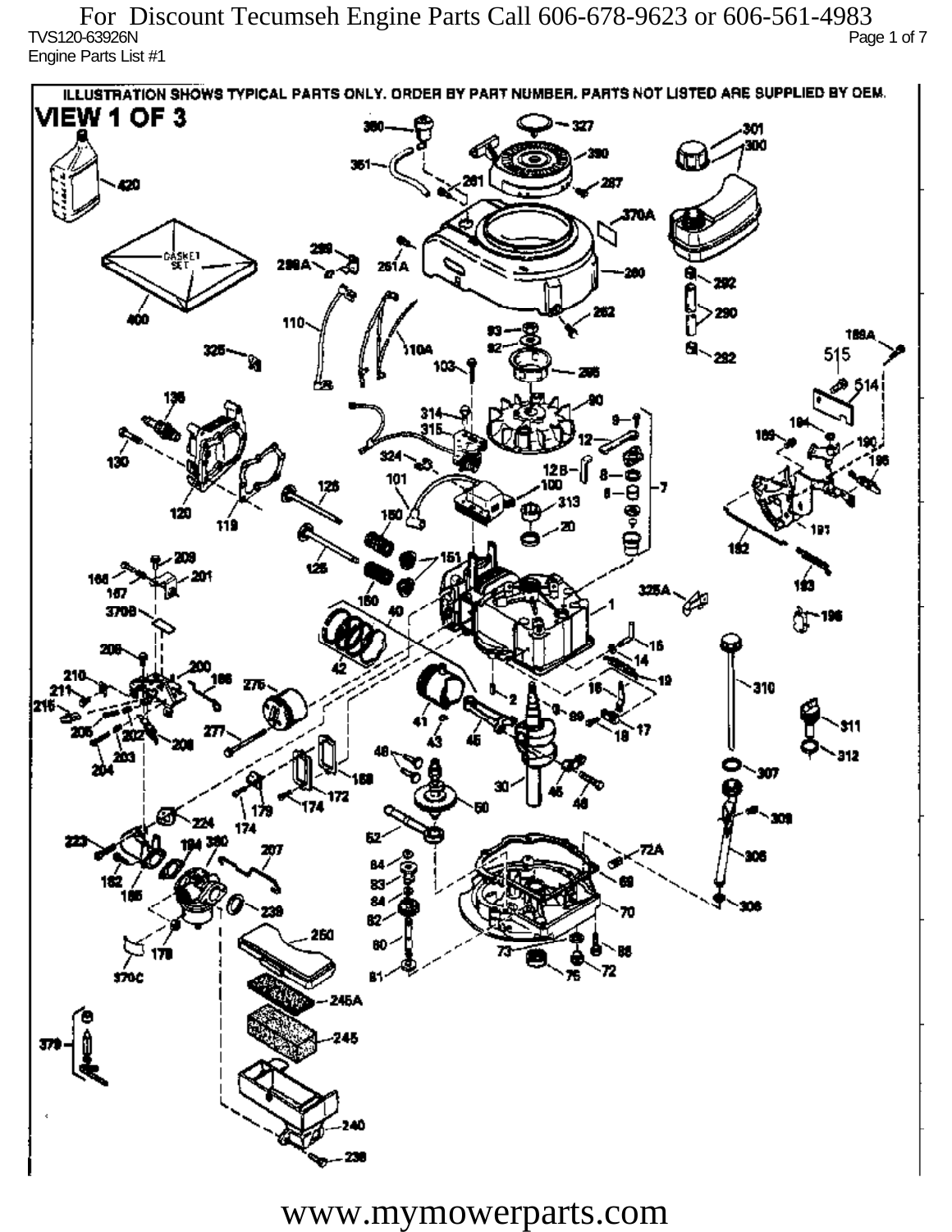For Discount Tecumseh Engine Parts Call 606-678-9623 or 606-561-4983

TVS120-63926N

Engine Parts List #1

ILLUSTRATION SHOWS TYPICAL PARTS ONLY. ORDER BY PART NUMBER. PARTS NOT LISTED ARE SUPPLIED BY OEM.

# VIEW 1 OF 3

www.mymowerparts.com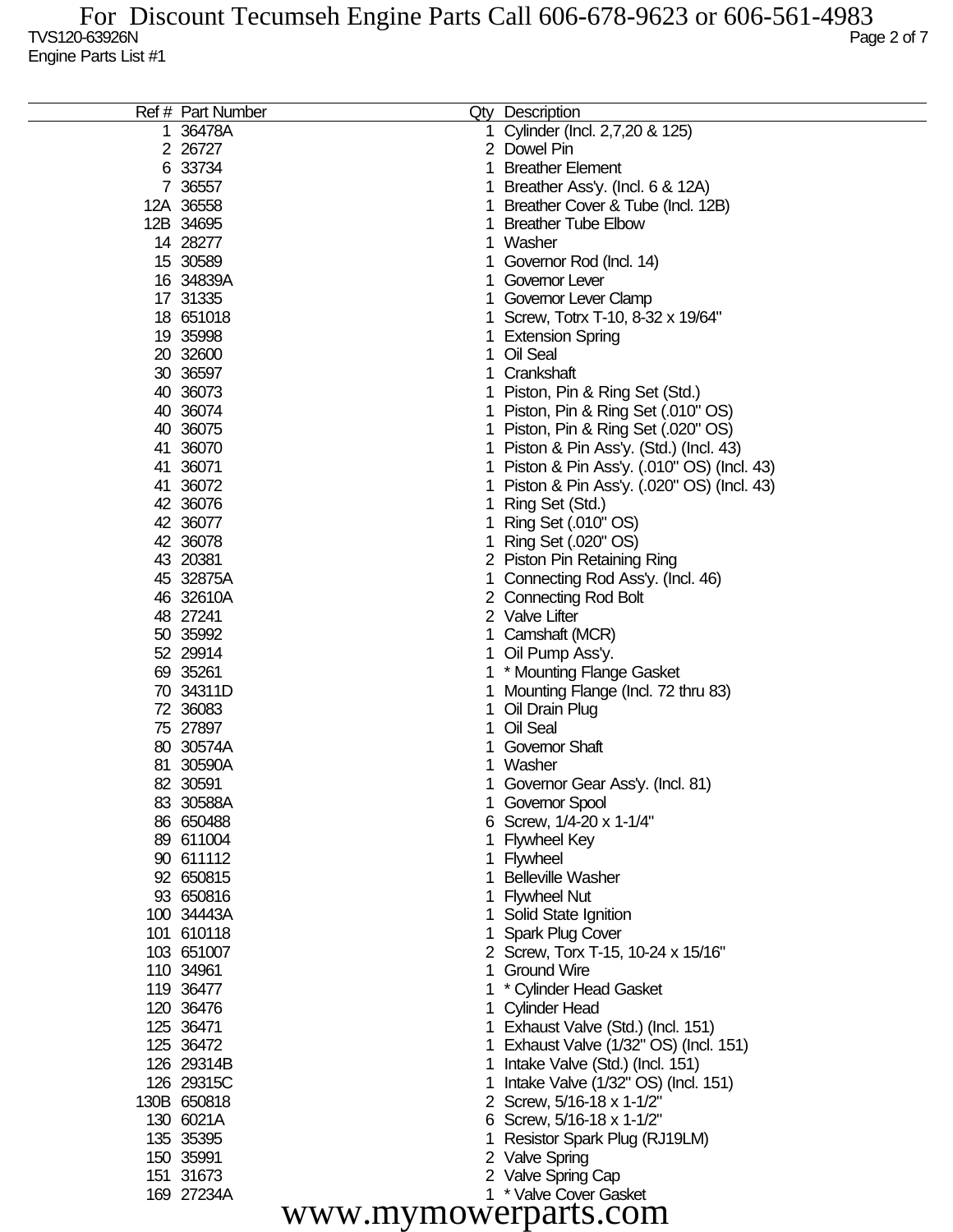TVS120-63926N

Engine Parts List #1

| Ref # | Part Number | Qty | Description |
|---|---|---|---|
| 1 | 36478A | 1 | Cylinder (Incl. 2,7,20 & 125) |
| 2 | 26727 | 2 | Dowel Pin |
| 6 | 33734 | 1 | Breather Element |
| 7 | 36557 | 1 | Breather Ass'y. (Incl. 6 & 12A) |
| 12A | 36558 | 1 | Breather Cover & Tube (Incl. 12B) |
| 12B | 34695 | 1 | Breather Tube Elbow |
| 14 | 28277 | 1 | Washer |
| 15 | 30589 | 1 | Governor Rod (Incl. 14) |
| 16 | 34839A | 1 | Governor Lever |
| 17 | 31335 | 1 | Governor Lever Clamp |
| 18 | 651018 | 1 | Screw, Totrx T-10, 8-32 x 19/64" |
| 19 | 35998 | 1 | Extension Spring |
| 20 | 32600 | 1 | Oil Seal |
| 30 | 36597 | 1 | Crankshaft |
| 40 | 36073 | 1 | Piston, Pin & Ring Set (Std.) |
| 40 | 36074 | 1 | Piston, Pin & Ring Set (.010" OS) |
| 40 | 36075 | 1 | Piston, Pin & Ring Set (.020" OS) |
| 41 | 36070 | 1 | Piston & Pin Ass'y. (Std.) (Incl. 43) |
| 41 | 36071 | 1 | Piston & Pin Ass'y. (.010" OS) (Incl. 43) |
| 41 | 36072 | 1 | Piston & Pin Ass'y. (.020" OS) (Incl. 43) |
| 42 | 36076 | 1 | Ring Set (Std.) |
| 42 | 36077 | 1 | Ring Set (.010" OS) |
| 42 | 36078 | 1 | Ring Set (.020" OS) |
| 43 | 20381 | 2 | Piston Pin Retaining Ring |
| 45 | 32875A | 1 | Connecting Rod Ass'y. (Incl. 46) |
| 46 | 32610A | 2 | Connecting Rod Bolt |
| 48 | 27241 | 2 | Valve Lifter |
| 50 | 35992 | 1 | Camshaft (MCR) |
| 52 | 29914 | 1 | Oil Pump Ass'y. |
| 69 | 35261 | 1 | * Mounting Flange Gasket |
| 70 | 34311D | 1 | Mounting Flange (Incl. 72 thru 83) |
| 72 | 36083 | 1 | Oil Drain Plug |
| 75 | 27897 | 1 | Oil Seal |
| 80 | 30574A | 1 | Governor Shaft |
| 81 | 30590A | 1 | Washer |
| 82 | 30591 | 1 | Governor Gear Ass'y. (Incl. 81) |
| 83 | 30588A | 1 | Governor Spool |
| 86 | 650488 | 6 | Screw, 1/4-20 x 1-1/4" |
| 89 | 611004 | 1 | Flywheel Key |
| 90 | 611112 | 1 | Flywheel |
| 92 | 650815 | 1 | Belleville Washer |
| 93 | 650816 | 1 | Flywheel Nut |
| 100 | 34443A | 1 | Solid State Ignition |
| 101 | 610118 | 1 | Spark Plug Cover |
| 103 | 651007 | 2 | Screw, Torx T-15, 10-24 x 15/16" |
| 110 | 34961 | 1 | Ground Wire |
| 119 | 36477 | 1 | * Cylinder Head Gasket |
| 120 | 36476 | 1 | Cylinder Head |
| 125 | 36471 | 1 | Exhaust Valve (Std.) (Incl. 151) |
| 125 | 36472 | 1 | Exhaust Valve (1/32" OS) (Incl. 151) |
| 126 | 29314B | 1 | Intake Valve (Std.) (Incl. 151) |
| 126 | 29315C | 1 | Intake Valve (1/32" OS) (Incl. 151) |
| 130B | 650818 | 2 | Screw, 5/16-18 x 1-1/2" |
| 130 | 6021A | 6 | Screw, 5/16-18 x 1-1/2" |
| 135 | 35395 | 1 | Resistor Spark Plug (RJ19LM) |
| 150 | 35991 | 2 | Valve Spring |
| 151 | 31673 | 2 | Valve Spring Cap |
| 169 | 27234A | 1 | * Valve Cover Gasket |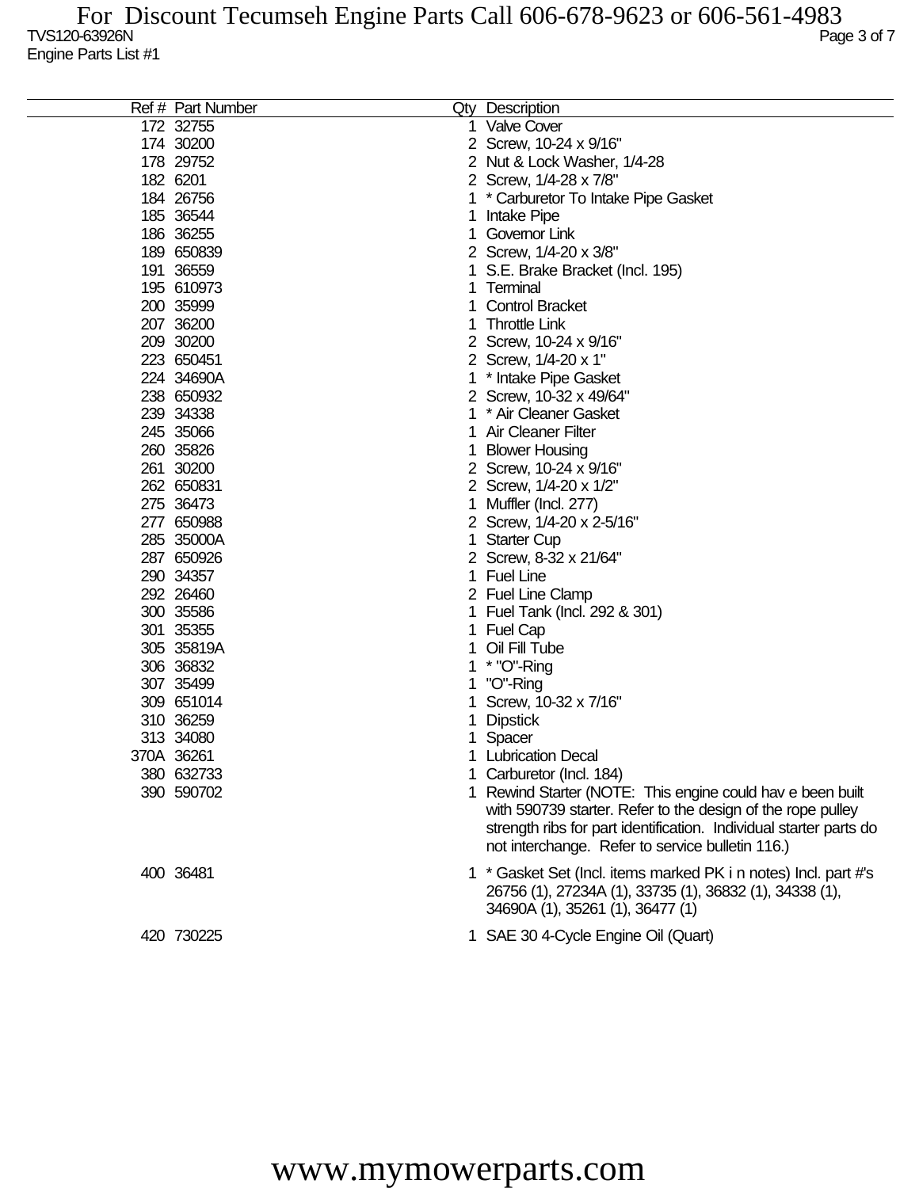For Discount Tecumseh Engine Parts Call 606-678-9623 or 606-561-4983

TVS120-63926N

Engine Parts List #1

| Ref # | Part Number | Qty | Description |
|---|---|---|---|
| 172 | 32755 | 1 | Valve Cover |
| 174 | 30200 | 2 | Screw, 10-24 x 9/16" |
| 178 | 29752 | 2 | Nut & Lock Washer, 1/4-28 |
| 182 | 6201 | 2 | Screw, 1/4-28 x 7/8" |
| 184 | 26756 | 1 | * Carburetor To Intake Pipe Gasket |
| 185 | 36544 | 1 | Intake Pipe |
| 186 | 36255 | 1 | Governor Link |
| 189 | 650839 | 2 | Screw, 1/4-20 x 3/8" |
| 191 | 36559 | 1 | S.E. Brake Bracket (Incl. 195) |
| 195 | 610973 | 1 | Terminal |
| 200 | 35999 | 1 | Control Bracket |
| 207 | 36200 | 1 | Throttle Link |
| 209 | 30200 | 2 | Screw, 10-24 x 9/16" |
| 223 | 650451 | 2 | Screw, 1/4-20 x 1" |
| 224 | 34690A | 1 | * Intake Pipe Gasket |
| 238 | 650932 | 2 | Screw, 10-32 x 49/64" |
| 239 | 34338 | 1 | * Air Cleaner Gasket |
| 245 | 35066 | 1 | Air Cleaner Filter |
| 260 | 35826 | 1 | Blower Housing |
| 261 | 30200 | 2 | Screw, 10-24 x 9/16" |
| 262 | 650831 | 2 | Screw, 1/4-20 x 1/2" |
| 275 | 36473 | 1 | Muffler (Incl. 277) |
| 277 | 650988 | 2 | Screw, 1/4-20 x 2-5/16" |
| 285 | 35000A | 1 | Starter Cup |
| 287 | 650926 | 2 | Screw, 8-32 x 21/64" |
| 290 | 34357 | 1 | Fuel Line |
| 292 | 26460 | 2 | Fuel Line Clamp |
| 300 | 35586 | 1 | Fuel Tank (Incl. 292 & 301) |
| 301 | 35355 | 1 | Fuel Cap |
| 305 | 35819A | 1 | Oil Fill Tube |
| 306 | 36832 | 1 | * "O"-Ring |
| 307 | 35499 | 1 | "O"-Ring |
| 309 | 651014 | 1 | Screw, 10-32 x 7/16" |
| 310 | 36259 | 1 | Dipstick |
| 313 | 34080 | 1 | Spacer |
| 370A | 36261 | 1 | Lubrication Decal |
| 380 | 632733 | 1 | Carburetor (Incl. 184) |
| 390 | 590702 | 1 | Rewind Starter (NOTE: This engine could hav e been built with 590739 starter. Refer to the design of the rope pulley strength ribs for part identification. Individual starter parts do not interchange. Refer to service bulletin 116.) |
| 400 | 36481 | 1 | * Gasket Set (Incl. items marked PK i n notes) Incl. part #'s 26756 (1), 27234A (1), 33735 (1), 36832 (1), 34338 (1), 34690A (1), 35261 (1), 36477 (1) |
| 420 | 730225 | 1 | SAE 30 4-Cycle Engine Oil (Quart) |

www.mymowerparts.com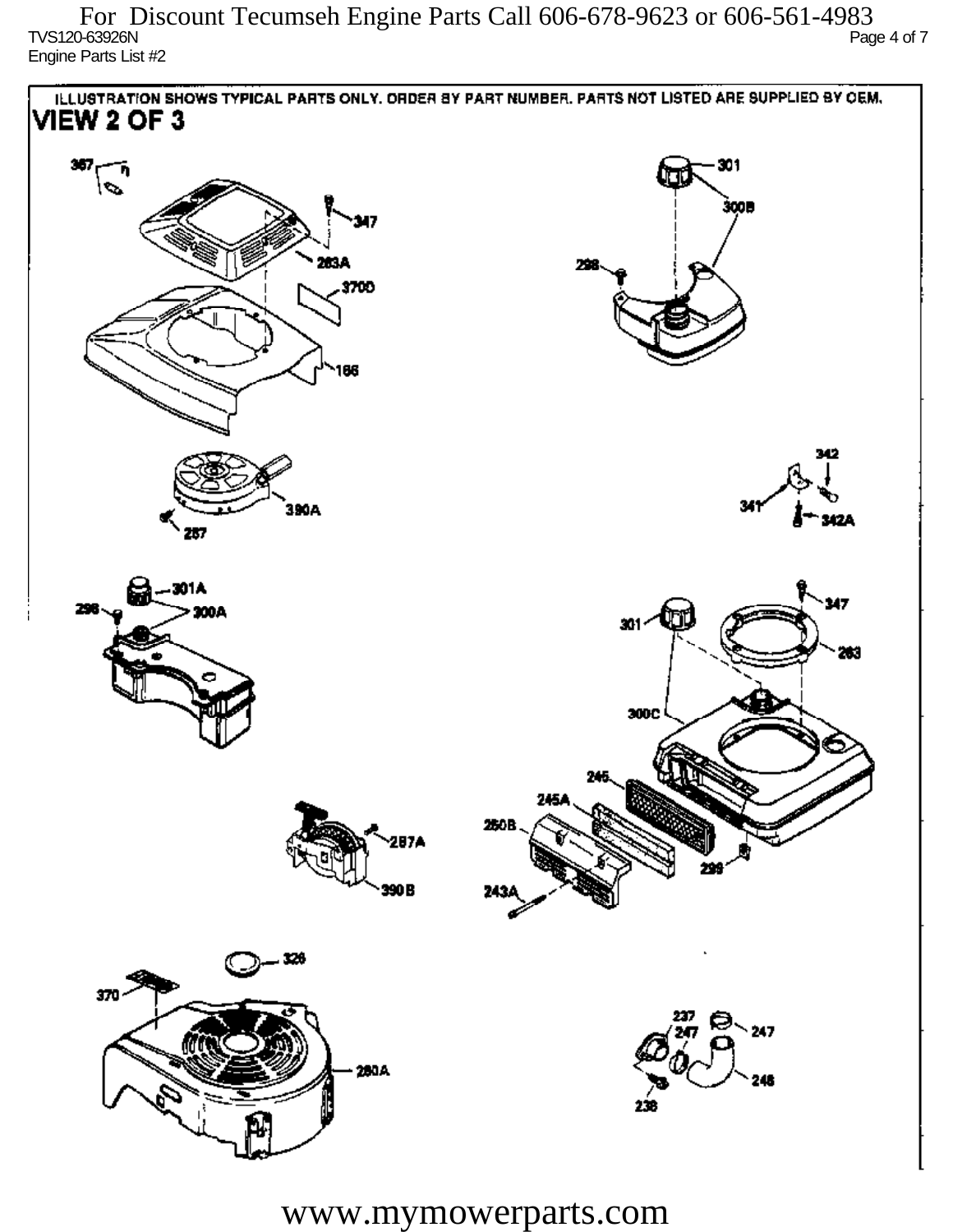For Discount Tecumseh Engine Parts Call 606-678-9623 or 606-561-4983

TVS120-63926N

Engine Parts List #2

ILLUSTRATION SHOWS TYPICAL PARTS ONLY. ORDER BY PART NUMBER. PARTS NOT LISTED ARE SUPPLIED BY OEM.

## VIEW 2 OF 3

367, 347, 283A, 370D, 166, 301, 300B, 298, 390A, 257, 342, 341, 342A, 301A, 298, 300A, 347, 301, 283, 300C, 245, 245A, 250B, 299, 287A, 390B, 243A, 326, 370, 280A, 237, 247, 247, 248, 238

www.mymowerparts.com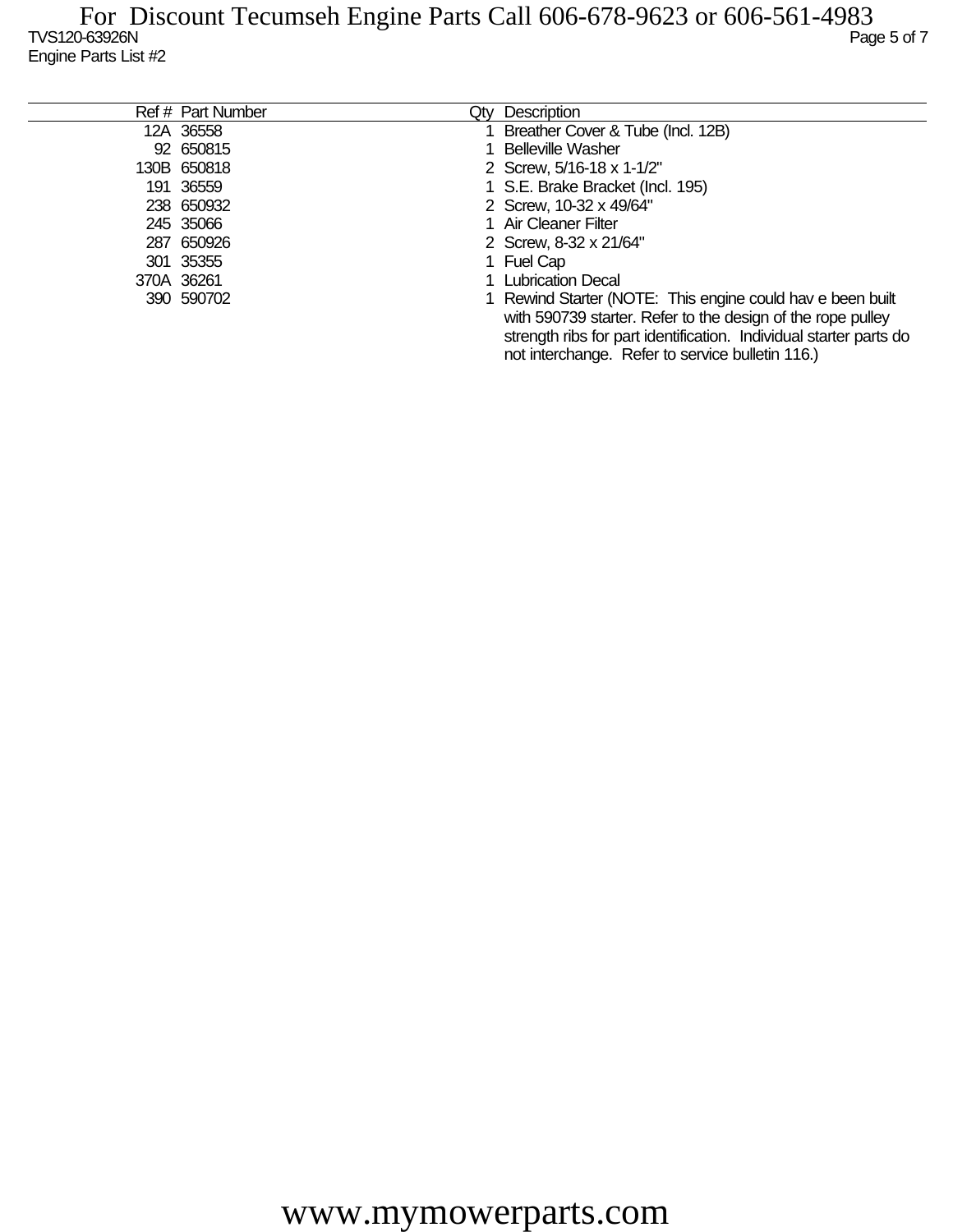For Discount Tecumseh Engine Parts Call 606-678-9623 or 606-561-4983

TVS120-63926N

Engine Parts List #2

| Ref # | Part Number | Qty | Description |
|---|---|---|---|
| 12A | 36558 | 1 | Breather Cover & Tube (Incl. 12B) |
| 92 | 650815 | 1 | Belleville Washer |
| 130B | 650818 | 2 | Screw, 5/16-18 x 1-1/2" |
| 191 | 36559 | 1 | S.E. Brake Bracket (Incl. 195) |
| 238 | 650932 | 2 | Screw, 10-32 x 49/64" |
| 245 | 35066 | 1 | Air Cleaner Filter |
| 287 | 650926 | 2 | Screw, 8-32 x 21/64" |
| 301 | 35355 | 1 | Fuel Cap |
| 370A | 36261 | 1 | Lubrication Decal |
| 390 | 590702 | 1 | Rewind Starter (NOTE: This engine could hav e been built with 590739 starter. Refer to the design of the rope pulley strength ribs for part identification. Individual starter parts do not interchange. Refer to service bulletin 116.) |

www.mymowerparts.com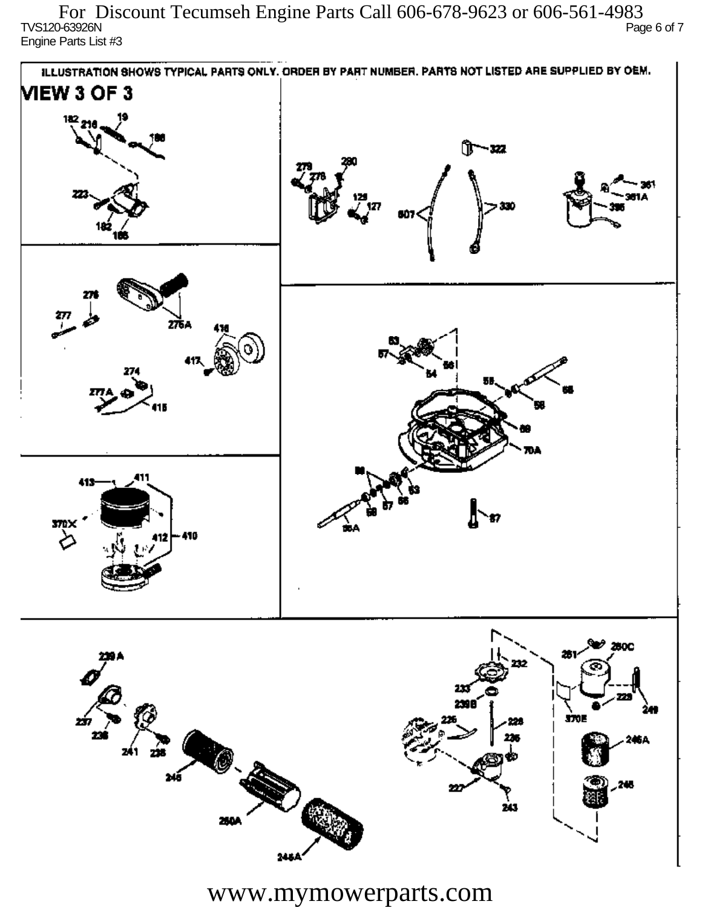ILLUSTRATION SHOWS TYPICAL PARTS ONLY. ORDER BY PART NUMBER. PARTS NOT LISTED ARE SUPPLIED BY OEM.

# VIEW 3 OF 3

182 216 19 186 223 182 185

279 278 280 129 127 322 607 330 361 361A 395

276 277 275A 416 417 274 277A 415

63 57 54 56 55 58 68 69 70A 56 57 58 63 66A 87

413 411 370X 412 410

239 A 237 236 241 235 245 250A 246A

232 233 239B 226 228 235 227 243 251 250C 229 370E 249 246A 246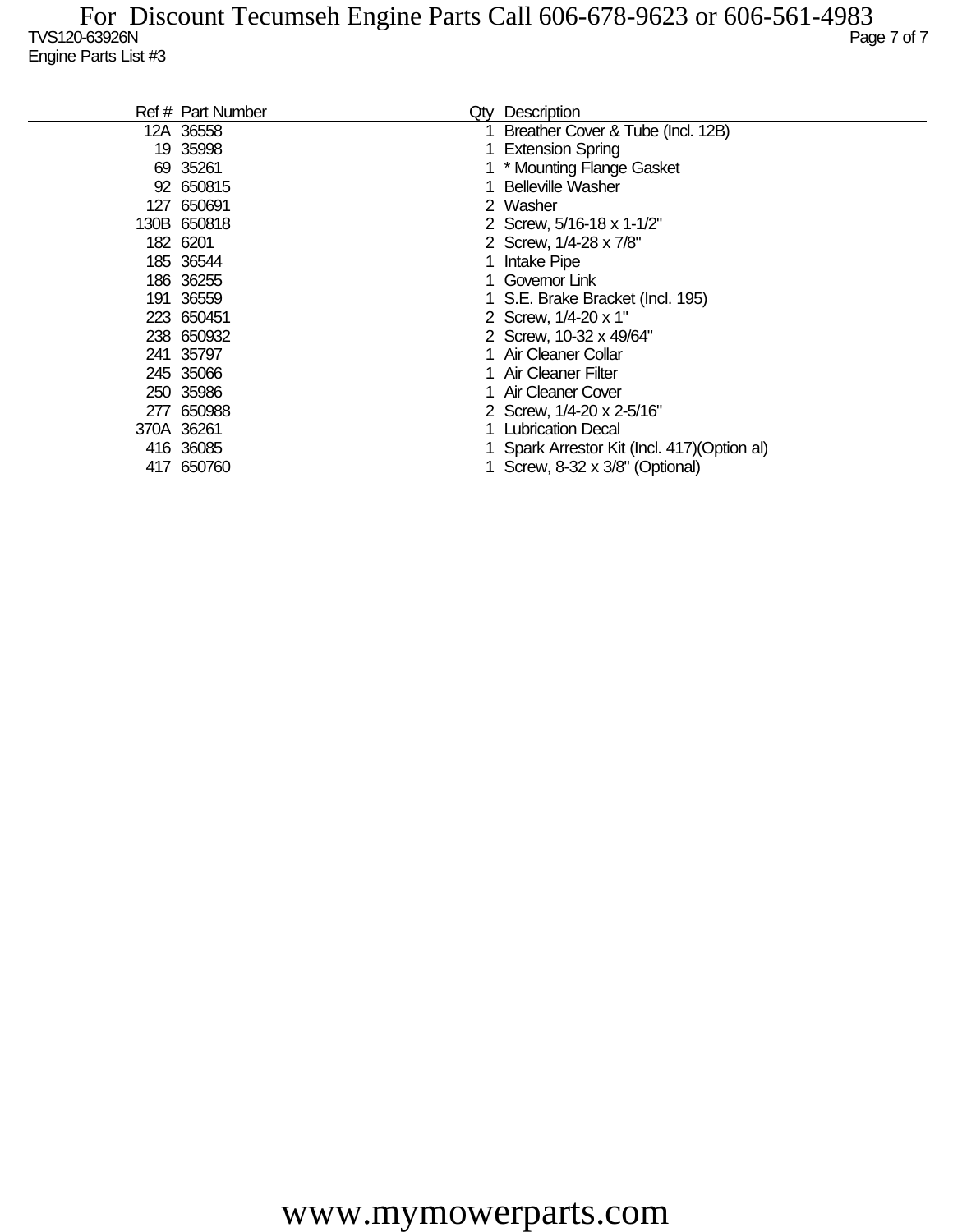TVS120-63926N

Engine Parts List #3

| Ref # | Part Number | Qty | Description |
|---|---|---|---|
| 12A | 36558 | 1 | Breather Cover & Tube (Incl. 12B) |
| 19 | 35998 | 1 | Extension Spring |
| 69 | 35261 | 1 | * Mounting Flange Gasket |
| 92 | 650815 | 1 | Belleville Washer |
| 127 | 650691 | 2 | Washer |
| 130B | 650818 | 2 | Screw, 5/16-18 x 1-1/2" |
| 182 | 6201 | 2 | Screw, 1/4-28 x 7/8" |
| 185 | 36544 | 1 | Intake Pipe |
| 186 | 36255 | 1 | Governor Link |
| 191 | 36559 | 1 | S.E. Brake Bracket (Incl. 195) |
| 223 | 650451 | 2 | Screw, 1/4-20 x 1" |
| 238 | 650932 | 2 | Screw, 10-32 x 49/64" |
| 241 | 35797 | 1 | Air Cleaner Collar |
| 245 | 35066 | 1 | Air Cleaner Filter |
| 250 | 35986 | 1 | Air Cleaner Cover |
| 277 | 650988 | 2 | Screw, 1/4-20 x 2-5/16" |
| 370A | 36261 | 1 | Lubrication Decal |
| 416 | 36085 | 1 | Spark Arrestor Kit (Incl. 417)(Option al) |
| 417 | 650760 | 1 | Screw, 8-32 x 3/8" (Optional) |